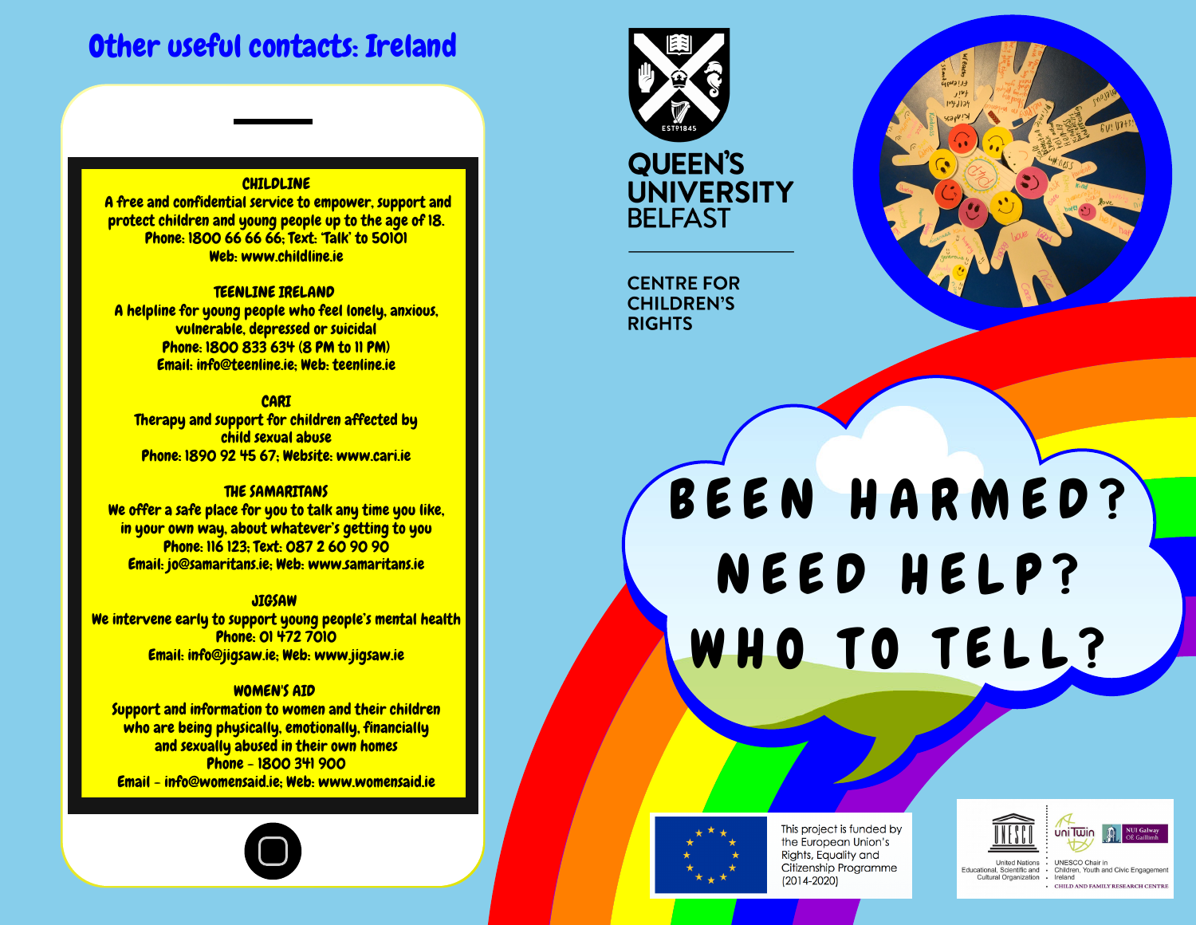## Other useful contacts: Ireland

**CHILDLINE**
A free and confidential service to empower, support and protect children and young people up to the age of 18.
Phone: 1800 66 66 66; Text: 'Talk' to 50101
Web: www.childline.ie

**TEENLINE IRELAND**
A helpline for young people who feel lonely, anxious, vulnerable, depressed or suicidal
Phone: 1800 833 634 (8 PM to 11 PM)
Email: info@teenline.ie; Web: teenline.ie

**CARI**
Therapy and support for children affected by child sexual abuse
Phone: 1890 92 45 67; Website: www.cari.ie

**THE SAMARITANS**
We offer a safe place for you to talk any time you like, in your own way, about whatever's getting to you
Phone: 116 123; Text: 087 2 60 90 90
Email: jo@samaritans.ie; Web: www.samaritans.ie

**JIGSAW**
We intervene early to support young people's mental health
Phone: 01 472 7010
Email: info@jigsaw.ie; Web: www.jigsaw.ie

**WOMEN'S AID**
Support and information to women and their children who are being physically, emotionally, financially and sexually abused in their own homes
Phone – 1800 341 900
Email – info@womensaid.ie; Web: www.womensaid.ie

QUEEN'S UNIVERSITY BELFAST

CENTRE FOR CHILDREN'S RIGHTS

# BEEN HARMED? NEED HELP? WHO TO TELL?

This project is funded by the European Union's Rights, Equality and Citizenship Programme (2014-2020)

United Nations Educational, Scientific and Cultural Organization • UNESCO Chair in Children, Youth and Civic Engagement Ireland • NUI Galway OÉ Gaillimh • CHILD AND FAMILY RESEARCH CENTRE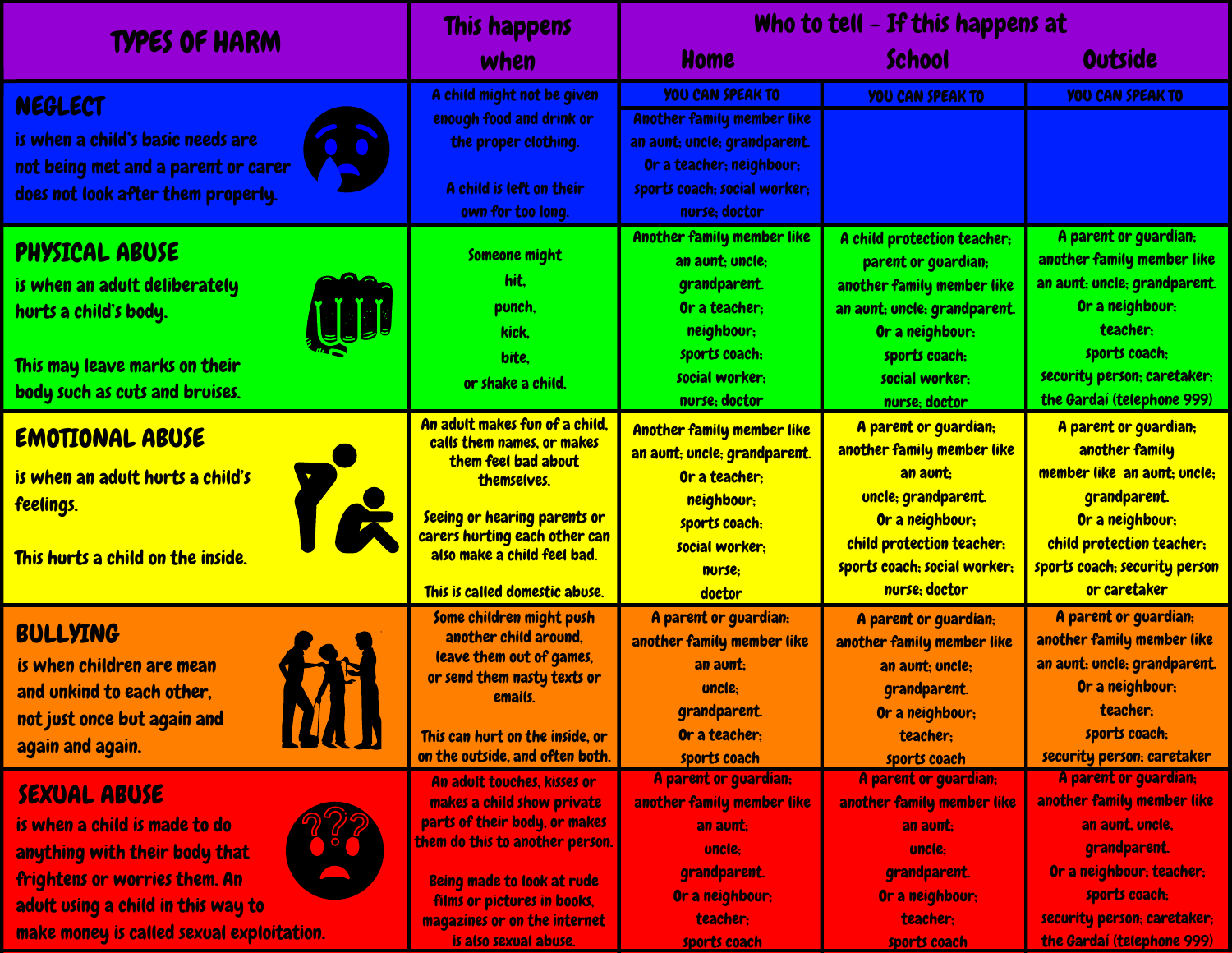| TYPES OF HARM | This happens when | Who to tell – If this happens at Home | School | Outside |
|---|---|---|---|---|
| | | YOU CAN SPEAK TO | YOU CAN SPEAK TO | YOU CAN SPEAK TO |
| **NEGLECT** is when a child's basic needs are not being met and a parent or carer does not look after them properly. | A child might not be given enough food and drink or the proper clothing. A child is left on their own for too long. | Another family member like an aunt; uncle; grandparent. Or a teacher; neighbour; sports coach; social worker; nurse; doctor | | |
| **PHYSICAL ABUSE** is when an adult deliberately hurts a child's body. This may leave marks on their body such as cuts and bruises. | Someone might hit, punch, kick, bite, or shake a child. | Another family member like an aunt; uncle; grandparent. Or a teacher; neighbour; sports coach; social worker; nurse; doctor | A child protection teacher; parent or guardian; another family member like an aunt; uncle; grandparent. Or a neighbour; sports coach; social worker; nurse; doctor | A parent or guardian; another family member like an aunt; uncle; grandparent. Or a neighbour; teacher; sports coach; security person; caretaker; the Gardaí (telephone 999) |
| **EMOTIONAL ABUSE** is when an adult hurts a child's feelings. This hurts a child on the inside. | An adult makes fun of a child, calls them names, or makes them feel bad about themselves. Seeing or hearing parents or carers hurting each other can also make a child feel bad. This is called domestic abuse. | Another family member like an aunt; uncle; grandparent. Or a teacher; neighbour; sports coach; social worker; nurse; doctor | A parent or guardian; another family member like an aunt; uncle; grandparent. Or a neighbour; child protection teacher; sports coach; social worker; nurse; doctor | A parent or guardian; another family member like an aunt; uncle; grandparent. Or a neighbour; child protection teacher; sports coach; security person or caretaker |
| **BULLYING** is when children are mean and unkind to each other, not just once but again and again and again. | Some children might push another child around, leave them out of games, or send them nasty texts or emails. This can hurt on the inside, or on the outside, and often both. | A parent or guardian; another family member like an aunt; uncle; grandparent. Or a teacher; sports coach | A parent or guardian; another family member like an aunt; uncle; grandparent. Or a neighbour; teacher; sports coach | A parent or guardian; another family member like an aunt; uncle; grandparent. Or a neighbour; teacher; sports coach; security person; caretaker |
| **SEXUAL ABUSE** is when a child is made to do anything with their body that frightens or worries them. An adult using a child in this way to make money is called sexual exploitation. | An adult touches, kisses or makes a child show private parts of their body, or makes them do this to another person. Being made to look at rude films or pictures in books, magazines or on the internet is also sexual abuse. | A parent or guardian; another family member like an aunt; uncle; grandparent. Or a neighbour; teacher; sports coach | A parent or guardian; another family member like an aunt; uncle; grandparent. Or a neighbour; teacher; sports coach | A parent or guardian; another family member like an aunt, uncle, grandparent. Or a neighbour; teacher; sports coach; security person; caretaker; the Gardaí (telephone 999) |